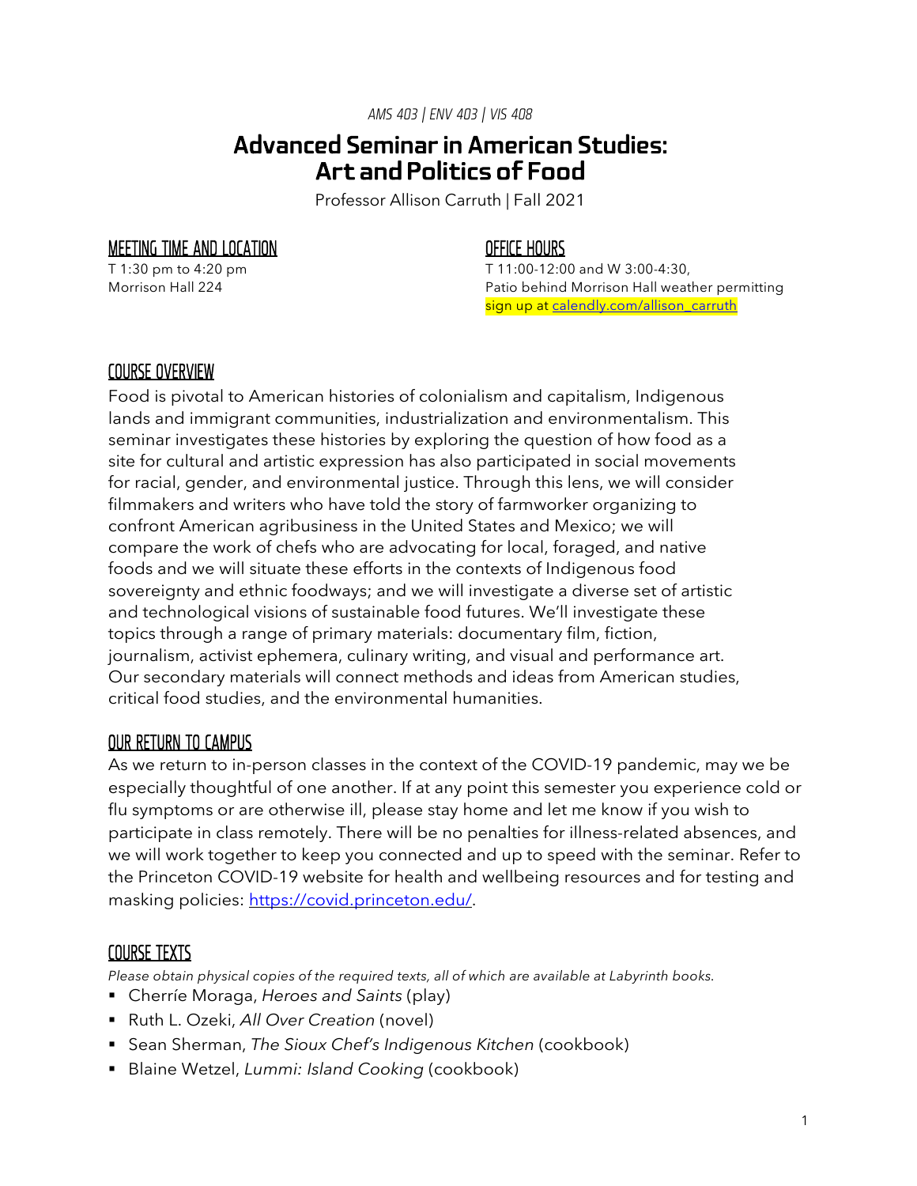*AMS 403 | ENV 403 | VIS 408*

# Advanced Seminar in American Studies: Art and Politics of Food

Professor Allison Carruth | Fall 2021

## MEETING TIME AND LOCATION

T 1:30 pm to 4:20 pm
Morrison Hall 224

## OFFICE HOURS

T 11:00-12:00 and W 3:00-4:30,
Patio behind Morrison Hall weather permitting
sign up at [calendly.com/allison_carruth](calendly.com/allison_carruth)

## COURSE OVERVIEW

Food is pivotal to American histories of colonialism and capitalism, Indigenous lands and immigrant communities, industrialization and environmentalism. This seminar investigates these histories by exploring the question of how food as a site for cultural and artistic expression has also participated in social movements for racial, gender, and environmental justice. Through this lens, we will consider filmmakers and writers who have told the story of farmworker organizing to confront American agribusiness in the United States and Mexico; we will compare the work of chefs who are advocating for local, foraged, and native foods and we will situate these efforts in the contexts of Indigenous food sovereignty and ethnic foodways; and we will investigate a diverse set of artistic and technological visions of sustainable food futures. We'll investigate these topics through a range of primary materials: documentary film, fiction, journalism, activist ephemera, culinary writing, and visual and performance art. Our secondary materials will connect methods and ideas from American studies, critical food studies, and the environmental humanities.

## OUR RETURN TO CAMPUS

As we return to in-person classes in the context of the COVID-19 pandemic, may we be especially thoughtful of one another. If at any point this semester you experience cold or flu symptoms or are otherwise ill, please stay home and let me know if you wish to participate in class remotely. There will be no penalties for illness-related absences, and we will work together to keep you connected and up to speed with the seminar. Refer to the Princeton COVID-19 website for health and wellbeing resources and for testing and masking policies: [https://covid.princeton.edu/](https://covid.princeton.edu/).

## COURSE TEXTS

*Please obtain physical copies of the required texts, all of which are available at Labyrinth books.*

- Cherríe Moraga, *Heroes and Saints* (play)
- Ruth L. Ozeki, *All Over Creation* (novel)
- Sean Sherman, *The Sioux Chef's Indigenous Kitchen* (cookbook)
- Blaine Wetzel, *Lummi: Island Cooking* (cookbook)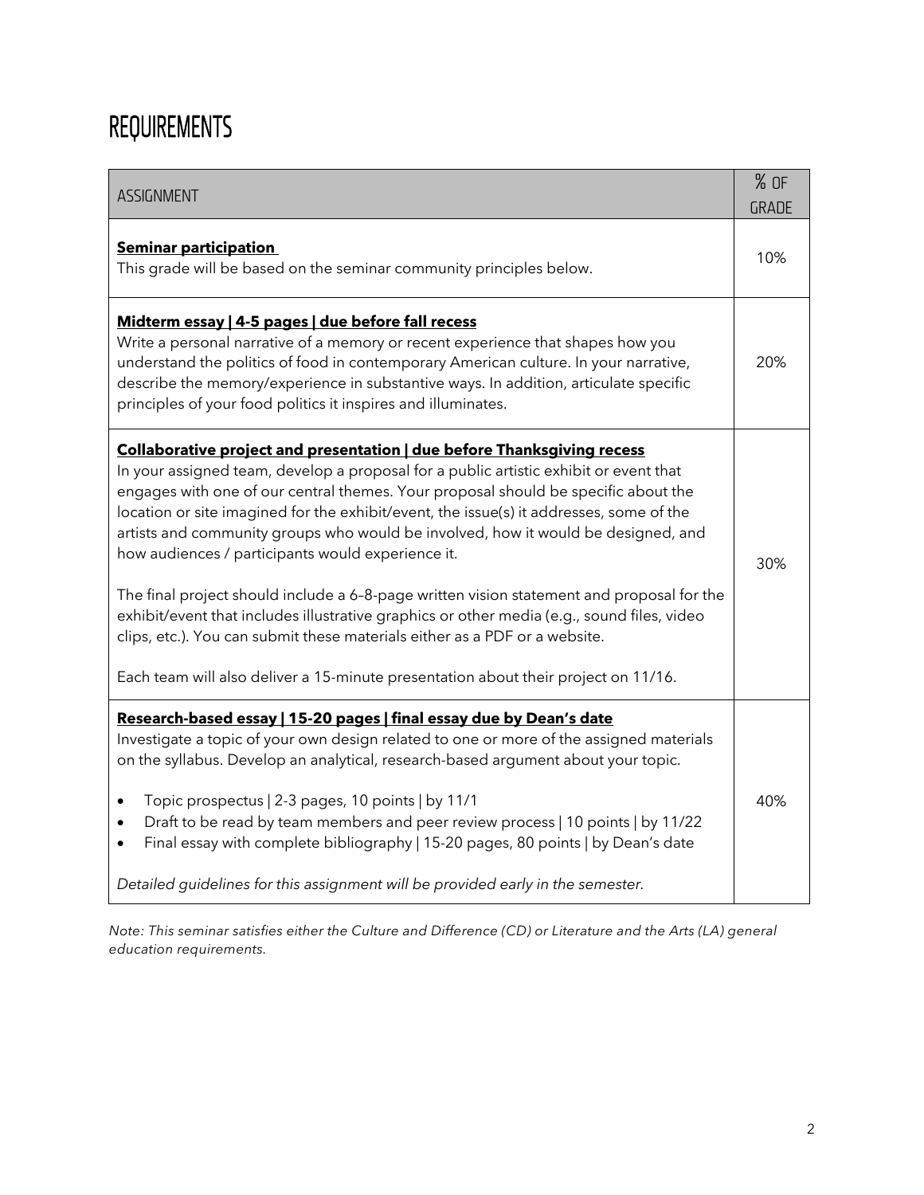# REQUIREMENTS

| ASSIGNMENT | % OF GRADE |
|---|---|
| **<u>Seminar participation</u>**<br>This grade will be based on the seminar community principles below. | 10% |
| **<u>Midterm essay \| 4-5 pages \| due before fall recess</u>**<br>Write a personal narrative of a memory or recent experience that shapes how you understand the politics of food in contemporary American culture. In your narrative, describe the memory/experience in substantive ways. In addition, articulate specific principles of your food politics it inspires and illuminates. | 20% |
| **<u>Collaborative project and presentation \| due before Thanksgiving recess</u>**<br>In your assigned team, develop a proposal for a public artistic exhibit or event that engages with one of our central themes. Your proposal should be specific about the location or site imagined for the exhibit/event, the issue(s) it addresses, some of the artists and community groups who would be involved, how it would be designed, and how audiences / participants would experience it.<br><br>The final project should include a 6–8-page written vision statement and proposal for the exhibit/event that includes illustrative graphics or other media (e.g., sound files, video clips, etc.). You can submit these materials either as a PDF or a website.<br><br>Each team will also deliver a 15-minute presentation about their project on 11/16. | 30% |
| **<u>Research-based essay \| 15-20 pages \| final essay due by Dean's date</u>**<br>Investigate a topic of your own design related to one or more of the assigned materials on the syllabus. Develop an analytical, research-based argument about your topic.<br><br>• Topic prospectus \| 2-3 pages, 10 points \| by 11/1<br>• Draft to be read by team members and peer review process \| 10 points \| by 11/22<br>• Final essay with complete bibliography \| 15-20 pages, 80 points \| by Dean's date<br><br>*Detailed guidelines for this assignment will be provided early in the semester.* | 40% |

*Note: This seminar satisfies either the Culture and Difference (CD) or Literature and the Arts (LA) general education requirements.*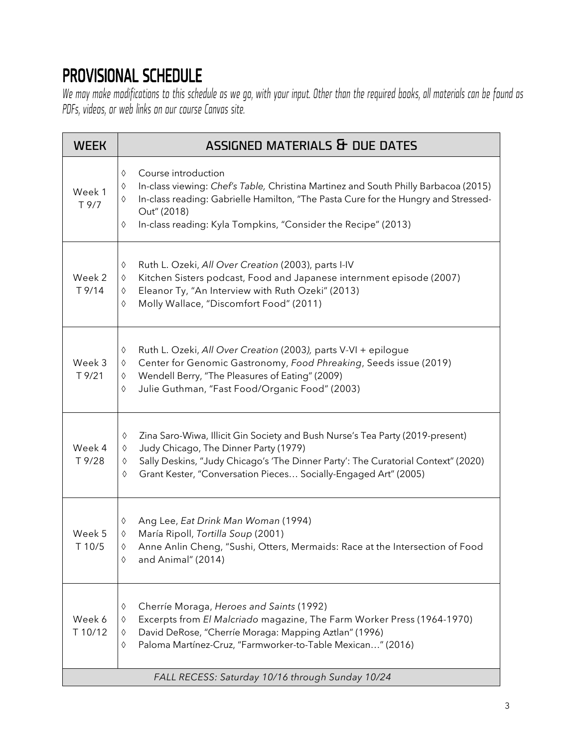# PROVISIONAL SCHEDULE

*We may make modifications to this schedule as we go, with your input. Other than the required books, all materials can be found as PDFs, videos, or web links on our course Canvas site.*

| WEEK | ASSIGNED MATERIALS & DUE DATES |
|---|---|
| Week 1<br>T 9/7 | ◊ Course introduction<br>◊ In-class viewing: *Chef's Table,* Christina Martinez and South Philly Barbacoa (2015)<br>◊ In-class reading: Gabrielle Hamilton, "The Pasta Cure for the Hungry and Stressed-Out" (2018)<br>◊ In-class reading: Kyla Tompkins, "Consider the Recipe" (2013) |
| Week 2<br>T 9/14 | ◊ Ruth L. Ozeki, *All Over Creation* (2003), parts I-IV<br>◊ Kitchen Sisters podcast, Food and Japanese internment episode (2007)<br>◊ Eleanor Ty, "An Interview with Ruth Ozeki" (2013)<br>◊ Molly Wallace, "Discomfort Food" (2011) |
| Week 3<br>T 9/21 | ◊ Ruth L. Ozeki, *All Over Creation* (2003), parts V-VI + epilogue<br>◊ Center for Genomic Gastronomy, *Food Phreaking*, Seeds issue (2019)<br>◊ Wendell Berry, "The Pleasures of Eating" (2009)<br>◊ Julie Guthman, "Fast Food/Organic Food" (2003) |
| Week 4<br>T 9/28 | ◊ Zina Saro-Wiwa, Illicit Gin Society and Bush Nurse's Tea Party (2019-present)<br>◊ Judy Chicago, The Dinner Party (1979)<br>◊ Sally Deskins, "Judy Chicago's 'The Dinner Party': The Curatorial Context" (2020)<br>◊ Grant Kester, "Conversation Pieces… Socially-Engaged Art" (2005) |
| Week 5<br>T 10/5 | ◊ Ang Lee, *Eat Drink Man Woman* (1994)<br>◊ María Ripoll, *Tortilla Soup* (2001)<br>◊ Anne Anlin Cheng, "Sushi, Otters, Mermaids: Race at the Intersection of Food<br>◊ and Animal" (2014) |
| Week 6<br>T 10/12 | ◊ Cherríe Moraga, *Heroes and Saints* (1992)<br>◊ Excerpts from *El Malcriado* magazine, The Farm Worker Press (1964-1970)<br>◊ David DeRose, "Cherríe Moraga: Mapping Aztlan" (1996)<br>◊ Paloma Martínez-Cruz, "Farmworker-to-Table Mexican…" (2016) |
| *FALL RECESS: Saturday 10/16 through Sunday 10/24* | |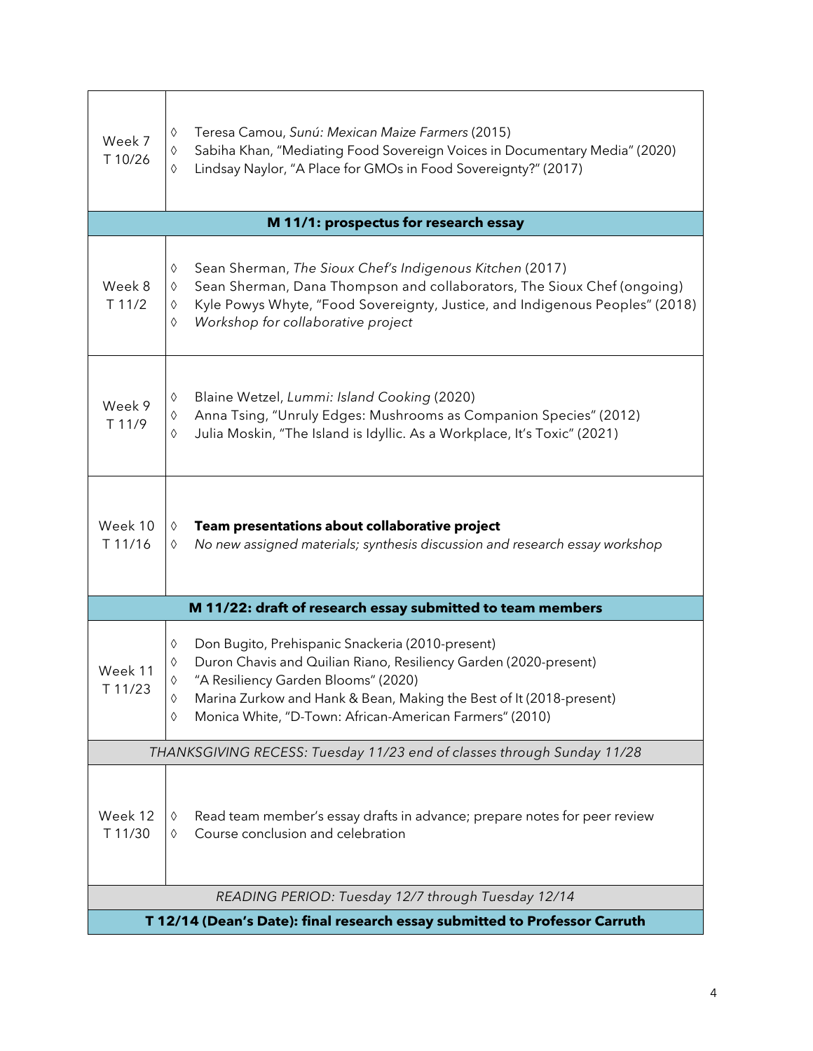| Week | Materials |
|---|---|
| Week 7<br>T 10/26 | ◊ Teresa Camou, *Sunú: Mexican Maize Farmers* (2015)<br>◊ Sabiha Khan, "Mediating Food Sovereign Voices in Documentary Media" (2020)<br>◊ Lindsay Naylor, "A Place for GMOs in Food Sovereignty?" (2017) |
| **M 11/1: prospectus for research essay** | |
| Week 8<br>T 11/2 | ◊ Sean Sherman, *The Sioux Chef's Indigenous Kitchen* (2017)<br>◊ Sean Sherman, Dana Thompson and collaborators, The Sioux Chef (ongoing)<br>◊ Kyle Powys Whyte, "Food Sovereignty, Justice, and Indigenous Peoples" (2018)<br>◊ *Workshop for collaborative project* |
| Week 9<br>T 11/9 | ◊ Blaine Wetzel, *Lummi: Island Cooking* (2020)<br>◊ Anna Tsing, "Unruly Edges: Mushrooms as Companion Species" (2012)<br>◊ Julia Moskin, "The Island is Idyllic. As a Workplace, It's Toxic" (2021) |
| Week 10<br>T 11/16 | ◊ **Team presentations about collaborative project**<br>◊ *No new assigned materials; synthesis discussion and research essay workshop* |
| **M 11/22: draft of research essay submitted to team members** | |
| Week 11<br>T 11/23 | ◊ Don Bugito, Prehispanic Snackeria (2010-present)<br>◊ Duron Chavis and Quilian Riano, Resiliency Garden (2020-present)<br>◊ "A Resiliency Garden Blooms" (2020)<br>◊ Marina Zurkow and Hank & Bean, Making the Best of It (2018-present)<br>◊ Monica White, "D-Town: African-American Farmers" (2010) |
| *THANKSGIVING RECESS: Tuesday 11/23 end of classes through Sunday 11/28* | |
| Week 12<br>T 11/30 | ◊ Read team member's essay drafts in advance; prepare notes for peer review<br>◊ Course conclusion and celebration |
| *READING PERIOD: Tuesday 12/7 through Tuesday 12/14* | |
| **T 12/14 (Dean's Date): final research essay submitted to Professor Carruth** | |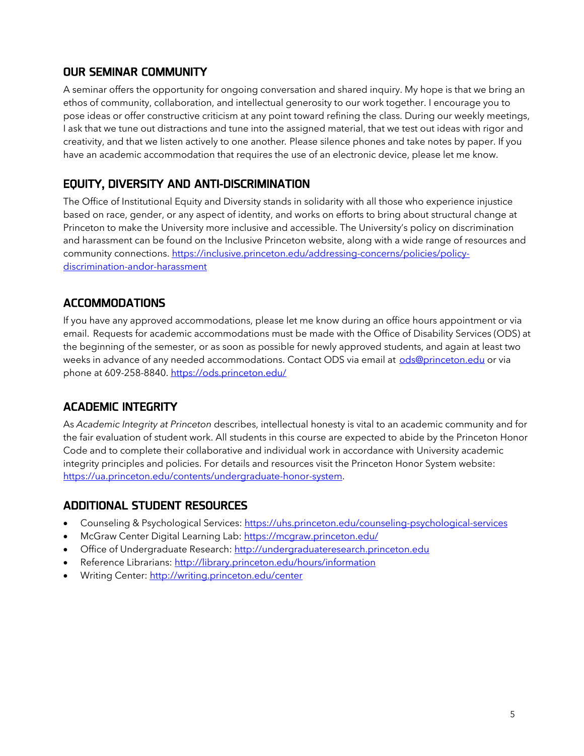## OUR SEMINAR COMMUNITY

A seminar offers the opportunity for ongoing conversation and shared inquiry. My hope is that we bring an ethos of community, collaboration, and intellectual generosity to our work together. I encourage you to pose ideas or offer constructive criticism at any point toward refining the class. During our weekly meetings, I ask that we tune out distractions and tune into the assigned material, that we test out ideas with rigor and creativity, and that we listen actively to one another. Please silence phones and take notes by paper. If you have an academic accommodation that requires the use of an electronic device, please let me know.

## EQUITY, DIVERSITY AND ANTI-DISCRIMINATION

The Office of Institutional Equity and Diversity stands in solidarity with all those who experience injustice based on race, gender, or any aspect of identity, and works on efforts to bring about structural change at Princeton to make the University more inclusive and accessible. The University's policy on discrimination and harassment can be found on the Inclusive Princeton website, along with a wide range of resources and community connections. [https://inclusive.princeton.edu/addressing-concerns/policies/policy-discrimination-andor-harassment](https://inclusive.princeton.edu/addressing-concerns/policies/policy-discrimination-andor-harassment)

## ACCOMMODATIONS

If you have any approved accommodations, please let me know during an office hours appointment or via email. Requests for academic accommodations must be made with the Office of Disability Services (ODS) at the beginning of the semester, or as soon as possible for newly approved students, and again at least two weeks in advance of any needed accommodations. Contact ODS via email at [ods@princeton.edu](mailto:ods@princeton.edu) or via phone at 609-258-8840. [https://ods.princeton.edu/](https://ods.princeton.edu/)

## ACADEMIC INTEGRITY

As *Academic Integrity at Princeton* describes, intellectual honesty is vital to an academic community and for the fair evaluation of student work. All students in this course are expected to abide by the Princeton Honor Code and to complete their collaborative and individual work in accordance with University academic integrity principles and policies. For details and resources visit the Princeton Honor System website: [https://ua.princeton.edu/contents/undergraduate-honor-system](https://ua.princeton.edu/contents/undergraduate-honor-system).

## ADDITIONAL STUDENT RESOURCES

- Counseling & Psychological Services: [https://uhs.princeton.edu/counseling-psychological-services](https://uhs.princeton.edu/counseling-psychological-services)
- McGraw Center Digital Learning Lab: [https://mcgraw.princeton.edu/](https://mcgraw.princeton.edu/)
- Office of Undergraduate Research: [http://undergraduateresearch.princeton.edu](http://undergraduateresearch.princeton.edu)
- Reference Librarians: [http://library.princeton.edu/hours/information](http://library.princeton.edu/hours/information)
- Writing Center: [http://writing.princeton.edu/center](http://writing.princeton.edu/center)